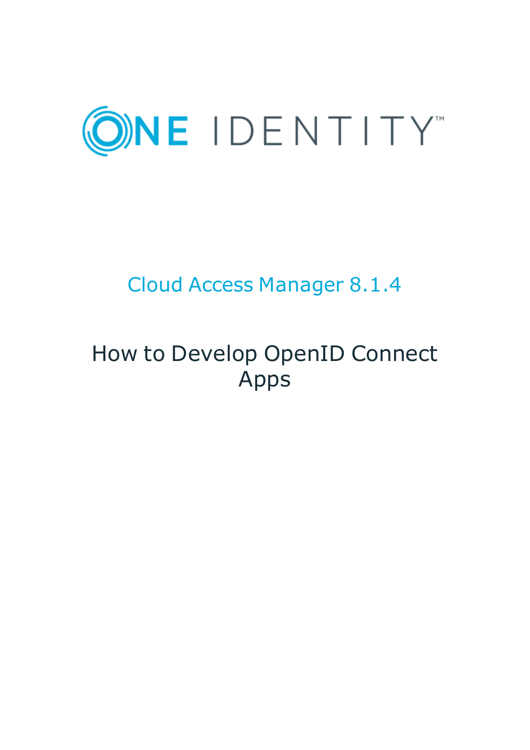# ONE IDENTITY™

## Cloud Access Manager 8.1.4

# How to Develop OpenID Connect Apps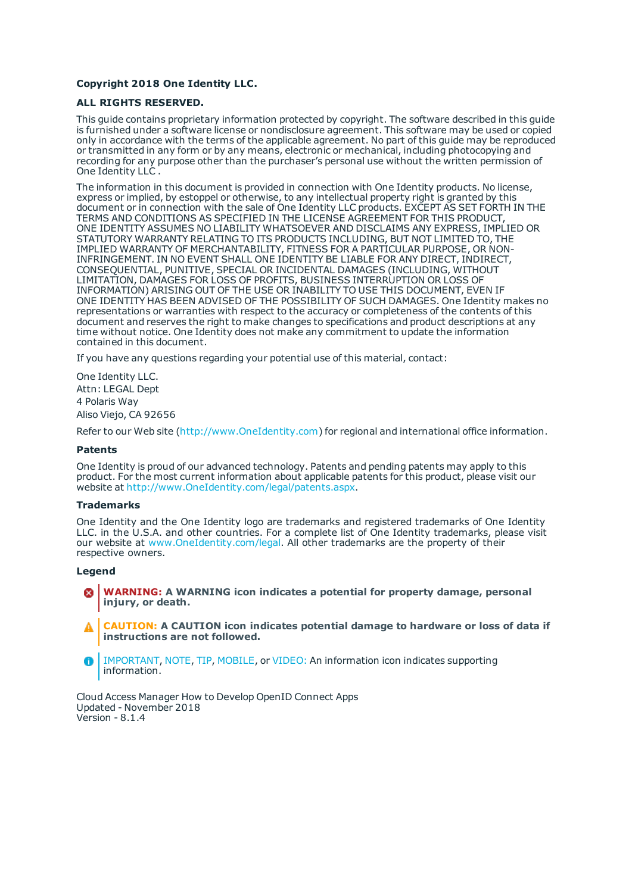**Copyright 2018 One Identity LLC.**

**ALL RIGHTS RESERVED.**

This guide contains proprietary information protected by copyright. The software described in this guide is furnished under a software license or nondisclosure agreement. This software may be used or copied only in accordance with the terms of the applicable agreement. No part of this guide may be reproduced or transmitted in any form or by any means, electronic or mechanical, including photocopying and recording for any purpose other than the purchaser's personal use without the written permission of One Identity LLC .

The information in this document is provided in connection with One Identity products. No license, express or implied, by estoppel or otherwise, to any intellectual property right is granted by this document or in connection with the sale of One Identity LLC products. EXCEPT AS SET FORTH IN THE TERMS AND CONDITIONS AS SPECIFIED IN THE LICENSE AGREEMENT FOR THIS PRODUCT, ONE IDENTITY ASSUMES NO LIABILITY WHATSOEVER AND DISCLAIMS ANY EXPRESS, IMPLIED OR STATUTORY WARRANTY RELATING TO ITS PRODUCTS INCLUDING, BUT NOT LIMITED TO, THE IMPLIED WARRANTY OF MERCHANTABILITY, FITNESS FOR A PARTICULAR PURPOSE, OR NON-INFRINGEMENT. IN NO EVENT SHALL ONE IDENTITY BE LIABLE FOR ANY DIRECT, INDIRECT, CONSEQUENTIAL, PUNITIVE, SPECIAL OR INCIDENTAL DAMAGES (INCLUDING, WITHOUT LIMITATION, DAMAGES FOR LOSS OF PROFITS, BUSINESS INTERRUPTION OR LOSS OF INFORMATION) ARISING OUT OF THE USE OR INABILITY TO USE THIS DOCUMENT, EVEN IF ONE IDENTITY HAS BEEN ADVISED OF THE POSSIBILITY OF SUCH DAMAGES. One Identity makes no representations or warranties with respect to the accuracy or completeness of the contents of this document and reserves the right to make changes to specifications and product descriptions at any time without notice. One Identity does not make any commitment to update the information contained in this document.

If you have any questions regarding your potential use of this material, contact:

One Identity LLC.
Attn: LEGAL Dept
4 Polaris Way
Aliso Viejo, CA 92656

Refer to our Web site (http://www.OneIdentity.com) for regional and international office information.

**Patents**

One Identity is proud of our advanced technology. Patents and pending patents may apply to this product. For the most current information about applicable patents for this product, please visit our website at http://www.OneIdentity.com/legal/patents.aspx.

**Trademarks**

One Identity and the One Identity logo are trademarks and registered trademarks of One Identity LLC. in the U.S.A. and other countries. For a complete list of One Identity trademarks, please visit our website at www.OneIdentity.com/legal. All other trademarks are the property of their respective owners.

**Legend**

**WARNING: A WARNING icon indicates a potential for property damage, personal injury, or death.**

**CAUTION: A CAUTION icon indicates potential damage to hardware or loss of data if instructions are not followed.**

IMPORTANT, NOTE, TIP, MOBILE, or VIDEO: An information icon indicates supporting information.

Cloud Access Manager How to Develop OpenID Connect Apps
Updated - November 2018
Version - 8.1.4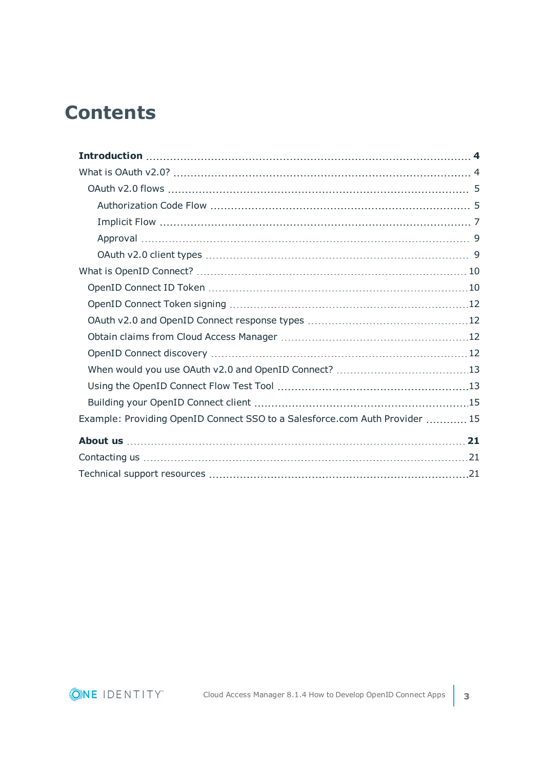# Contents

**Introduction** ..... **4**

What is OAuth v2.0? ..... 4

- OAuth v2.0 flows ..... 5
  - Authorization Code Flow ..... 5
  - Implicit Flow ..... 7
  - Approval ..... 9
  - OAuth v2.0 client types ..... 9

What is OpenID Connect? ..... 10

- OpenID Connect ID Token ..... 10
- OpenID Connect Token signing ..... 12
- OAuth v2.0 and OpenID Connect response types ..... 12
- Obtain claims from Cloud Access Manager ..... 12
- OpenID Connect discovery ..... 12
- When would you use OAuth v2.0 and OpenID Connect? ..... 13
- Using the OpenID Connect Flow Test Tool ..... 13
- Building your OpenID Connect client ..... 15

Example: Providing OpenID Connect SSO to a Salesforce.com Auth Provider ..... 15

**About us** ..... **21**

Contacting us ..... 21

Technical support resources ..... 21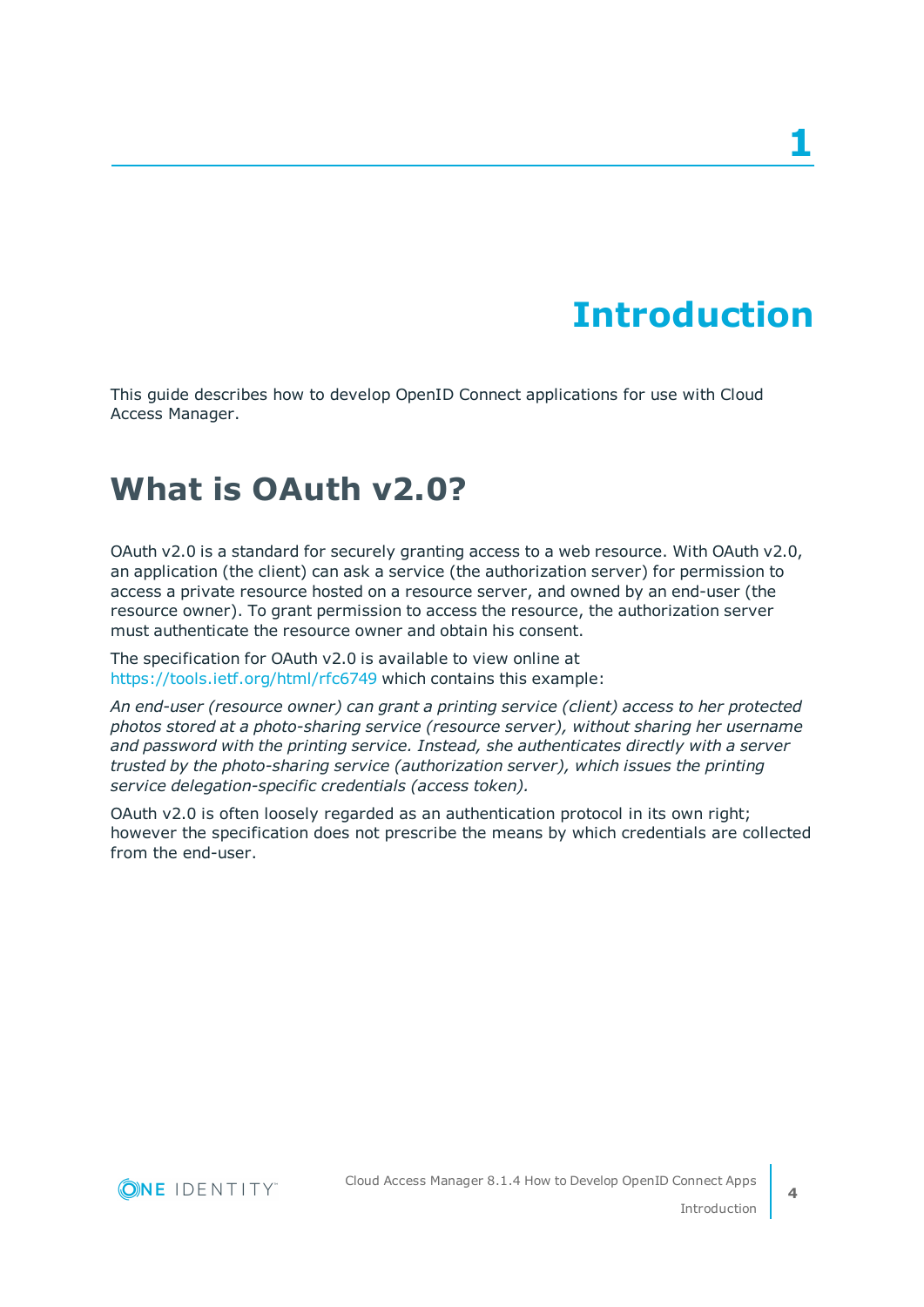# 1

# Introduction

This guide describes how to develop OpenID Connect applications for use with Cloud Access Manager.

## What is OAuth v2.0?

OAuth v2.0 is a standard for securely granting access to a web resource. With OAuth v2.0, an application (the client) can ask a service (the authorization server) for permission to access a private resource hosted on a resource server, and owned by an end-user (the resource owner). To grant permission to access the resource, the authorization server must authenticate the resource owner and obtain his consent.

The specification for OAuth v2.0 is available to view online at https://tools.ietf.org/html/rfc6749 which contains this example:

*An end-user (resource owner) can grant a printing service (client) access to her protected photos stored at a photo-sharing service (resource server), without sharing her username and password with the printing service. Instead, she authenticates directly with a server trusted by the photo-sharing service (authorization server), which issues the printing service delegation-specific credentials (access token).*

OAuth v2.0 is often loosely regarded as an authentication protocol in its own right; however the specification does not prescribe the means by which credentials are collected from the end-user.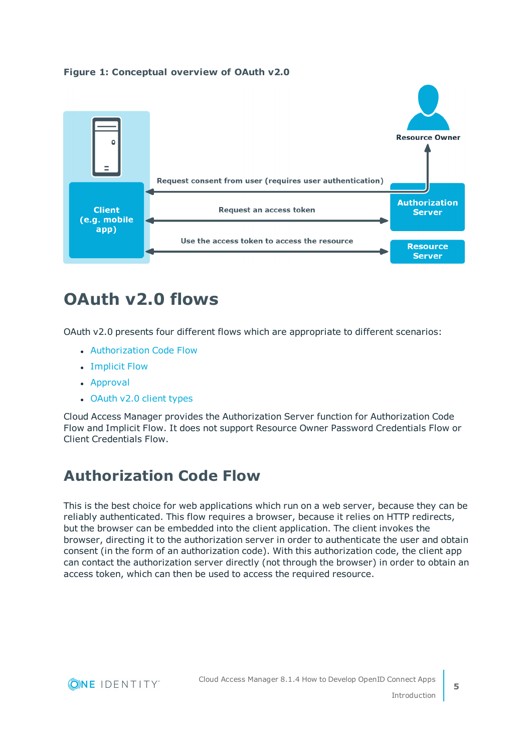**Figure 1: Conceptual overview of OAuth v2.0**

Resource Owner

Request consent from user (requires user authentication)

Client (e.g. mobile app)

Request an access token

Authorization Server

Use the access token to access the resource

Resource Server

# OAuth v2.0 flows

OAuth v2.0 presents four different flows which are appropriate to different scenarios:

- Authorization Code Flow
- Implicit Flow
- Approval
- OAuth v2.0 client types

Cloud Access Manager provides the Authorization Server function for Authorization Code Flow and Implicit Flow. It does not support Resource Owner Password Credentials Flow or Client Credentials Flow.

## Authorization Code Flow

This is the best choice for web applications which run on a web server, because they can be reliably authenticated. This flow requires a browser, because it relies on HTTP redirects, but the browser can be embedded into the client application. The client invokes the browser, directing it to the authorization server in order to authenticate the user and obtain consent (in the form of an authorization code). With this authorization code, the client app can contact the authorization server directly (not through the browser) in order to obtain an access token, which can then be used to access the required resource.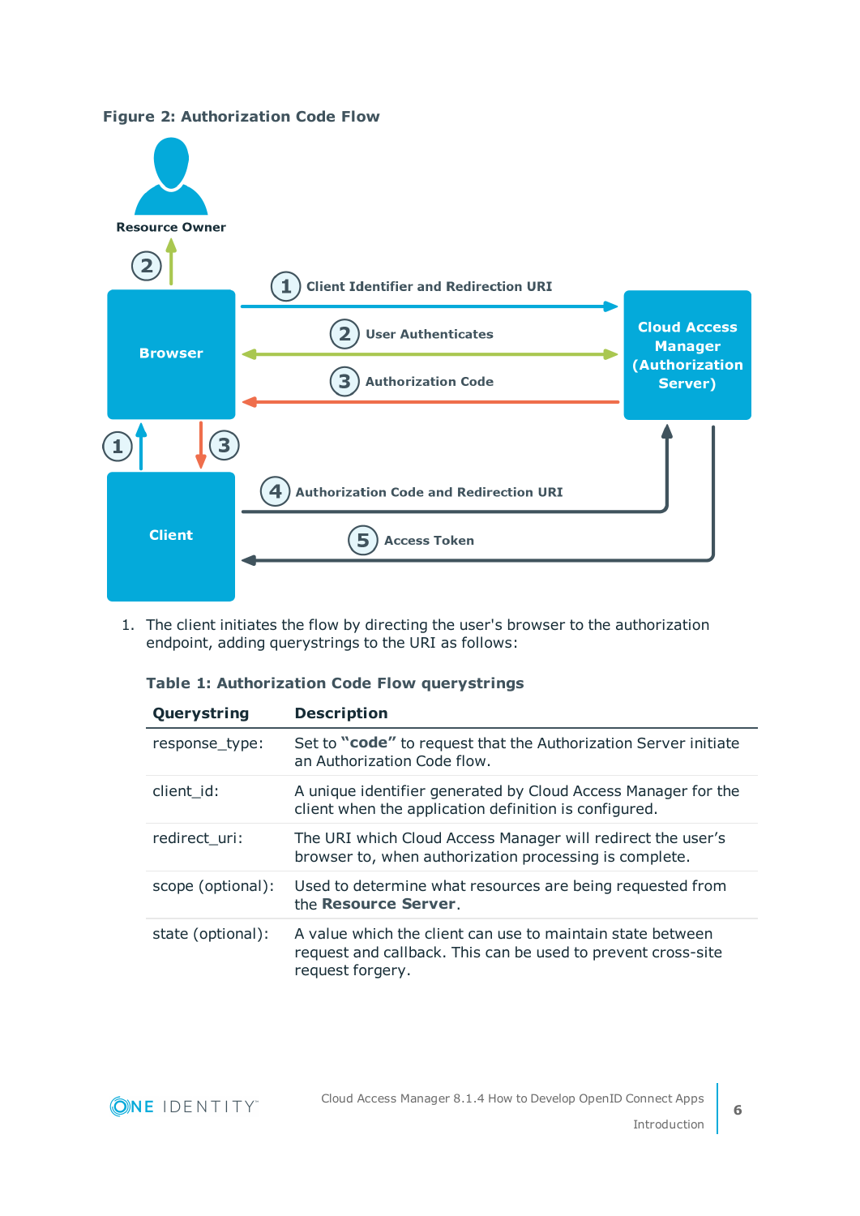**Figure 2: Authorization Code Flow**

1. The client initiates the flow by directing the user's browser to the authorization endpoint, adding querystrings to the URI as follows:

**Table 1: Authorization Code Flow querystrings**

| Querystring | Description |
|---|---|
| response_type: | Set to **"code"** to request that the Authorization Server initiate an Authorization Code flow. |
| client_id: | A unique identifier generated by Cloud Access Manager for the client when the application definition is configured. |
| redirect_uri: | The URI which Cloud Access Manager will redirect the user's browser to, when authorization processing is complete. |
| scope (optional): | Used to determine what resources are being requested from the **Resource Server**. |
| state (optional): | A value which the client can use to maintain state between request and callback. This can be used to prevent cross-site request forgery. |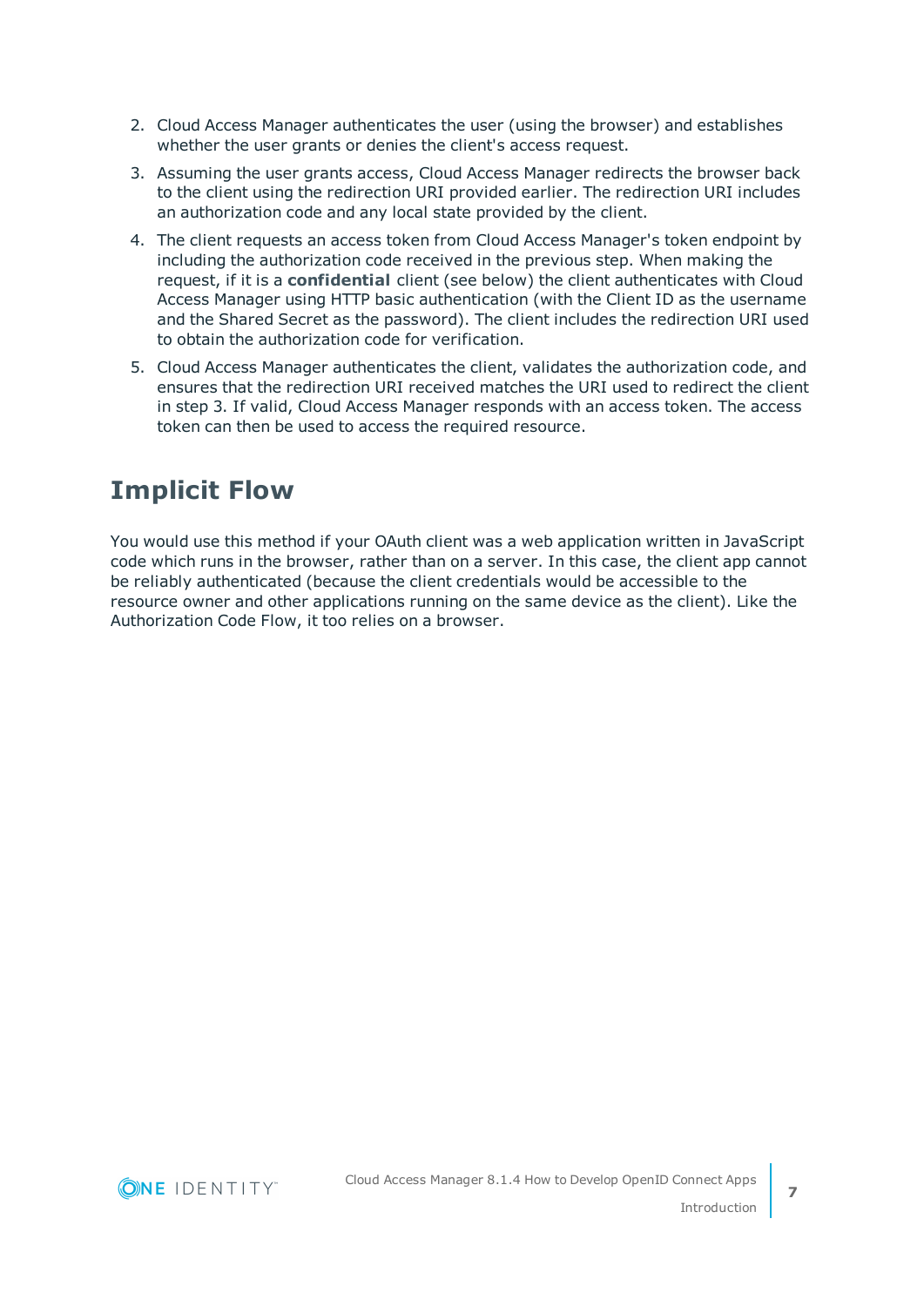2. Cloud Access Manager authenticates the user (using the browser) and establishes whether the user grants or denies the client's access request.
3. Assuming the user grants access, Cloud Access Manager redirects the browser back to the client using the redirection URI provided earlier. The redirection URI includes an authorization code and any local state provided by the client.
4. The client requests an access token from Cloud Access Manager's token endpoint by including the authorization code received in the previous step. When making the request, if it is a **confidential** client (see below) the client authenticates with Cloud Access Manager using HTTP basic authentication (with the Client ID as the username and the Shared Secret as the password). The client includes the redirection URI used to obtain the authorization code for verification.
5. Cloud Access Manager authenticates the client, validates the authorization code, and ensures that the redirection URI received matches the URI used to redirect the client in step 3. If valid, Cloud Access Manager responds with an access token. The access token can then be used to access the required resource.

## Implicit Flow

You would use this method if your OAuth client was a web application written in JavaScript code which runs in the browser, rather than on a server. In this case, the client app cannot be reliably authenticated (because the client credentials would be accessible to the resource owner and other applications running on the same device as the client). Like the Authorization Code Flow, it too relies on a browser.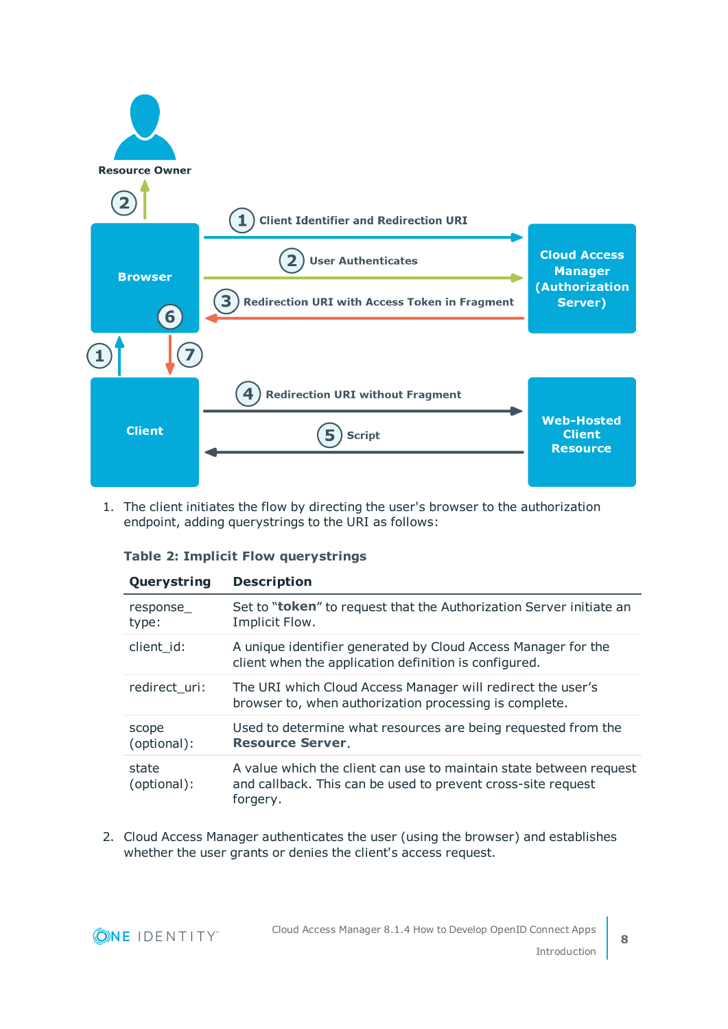1. The client initiates the flow by directing the user's browser to the authorization endpoint, adding querystrings to the URI as follows:

**Table 2: Implicit Flow querystrings**

| Querystring | Description |
| --- | --- |
| response_type: | Set to "**token**" to request that the Authorization Server initiate an Implicit Flow. |
| client_id: | A unique identifier generated by Cloud Access Manager for the client when the application definition is configured. |
| redirect_uri: | The URI which Cloud Access Manager will redirect the user's browser to, when authorization processing is complete. |
| scope (optional): | Used to determine what resources are being requested from the **Resource Server**. |
| state (optional): | A value which the client can use to maintain state between request and callback. This can be used to prevent cross-site request forgery. |

2. Cloud Access Manager authenticates the user (using the browser) and establishes whether the user grants or denies the client's access request.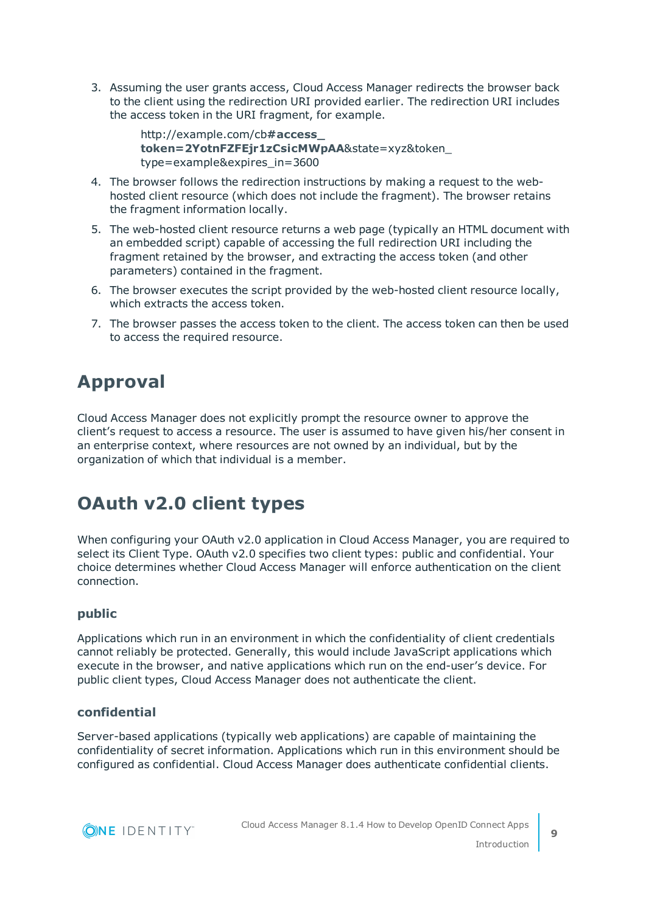3. Assuming the user grants access, Cloud Access Manager redirects the browser back to the client using the redirection URI provided earlier. The redirection URI includes the access token in the URI fragment, for example.

   http://example.com/cb**#access_token=2YotnFZFEjr1zCsicMWpAA**&state=xyz&token_type=example&expires_in=3600

4. The browser follows the redirection instructions by making a request to the web-hosted client resource (which does not include the fragment). The browser retains the fragment information locally.
5. The web-hosted client resource returns a web page (typically an HTML document with an embedded script) capable of accessing the full redirection URI including the fragment retained by the browser, and extracting the access token (and other parameters) contained in the fragment.
6. The browser executes the script provided by the web-hosted client resource locally, which extracts the access token.
7. The browser passes the access token to the client. The access token can then be used to access the required resource.

# Approval

Cloud Access Manager does not explicitly prompt the resource owner to approve the client's request to access a resource. The user is assumed to have given his/her consent in an enterprise context, where resources are not owned by an individual, but by the organization of which that individual is a member.

# OAuth v2.0 client types

When configuring your OAuth v2.0 application in Cloud Access Manager, you are required to select its Client Type. OAuth v2.0 specifies two client types: public and confidential. Your choice determines whether Cloud Access Manager will enforce authentication on the client connection.

### public

Applications which run in an environment in which the confidentiality of client credentials cannot reliably be protected. Generally, this would include JavaScript applications which execute in the browser, and native applications which run on the end-user's device. For public client types, Cloud Access Manager does not authenticate the client.

### confidential

Server-based applications (typically web applications) are capable of maintaining the confidentiality of secret information. Applications which run in this environment should be configured as confidential. Cloud Access Manager does authenticate confidential clients.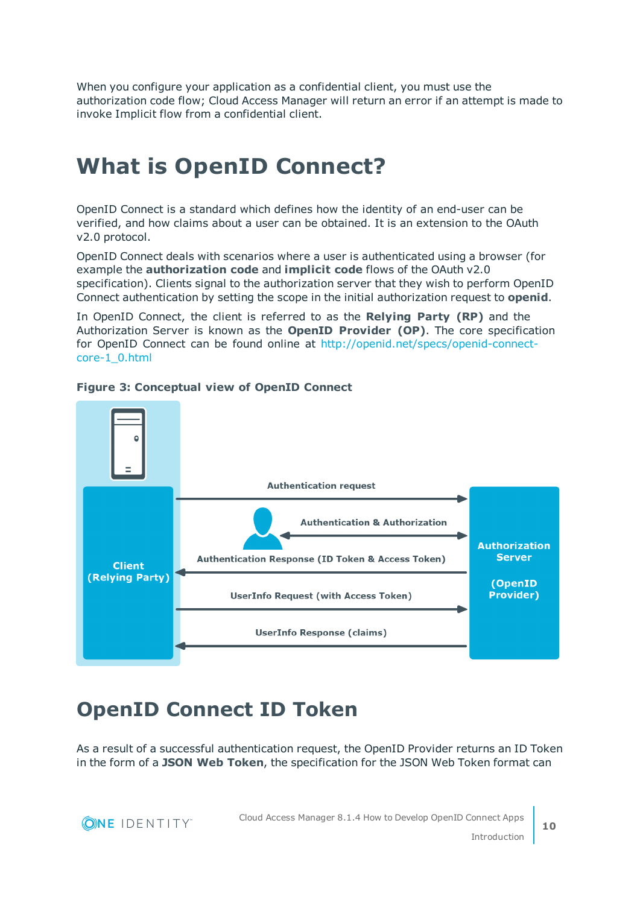When you configure your application as a confidential client, you must use the authorization code flow; Cloud Access Manager will return an error if an attempt is made to invoke Implicit flow from a confidential client.

# What is OpenID Connect?

OpenID Connect is a standard which defines how the identity of an end-user can be verified, and how claims about a user can be obtained. It is an extension to the OAuth v2.0 protocol.

OpenID Connect deals with scenarios where a user is authenticated using a browser (for example the **authorization code** and **implicit code** flows of the OAuth v2.0 specification). Clients signal to the authorization server that they wish to perform OpenID Connect authentication by setting the scope in the initial authorization request to **openid**.

In OpenID Connect, the client is referred to as the **Relying Party (RP)** and the Authorization Server is known as the **OpenID Provider (OP)**. The core specification for OpenID Connect can be found online at http://openid.net/specs/openid-connect-core-1_0.html

**Figure 3: Conceptual view of OpenID Connect**

Client (Relying Party)

Authentication request

Authentication & Authorization

Authentication Response (ID Token & Access Token)

UserInfo Request (with Access Token)

UserInfo Response (claims)

Authorization Server (OpenID Provider)

# OpenID Connect ID Token

As a result of a successful authentication request, the OpenID Provider returns an ID Token in the form of a **JSON Web Token**, the specification for the JSON Web Token format can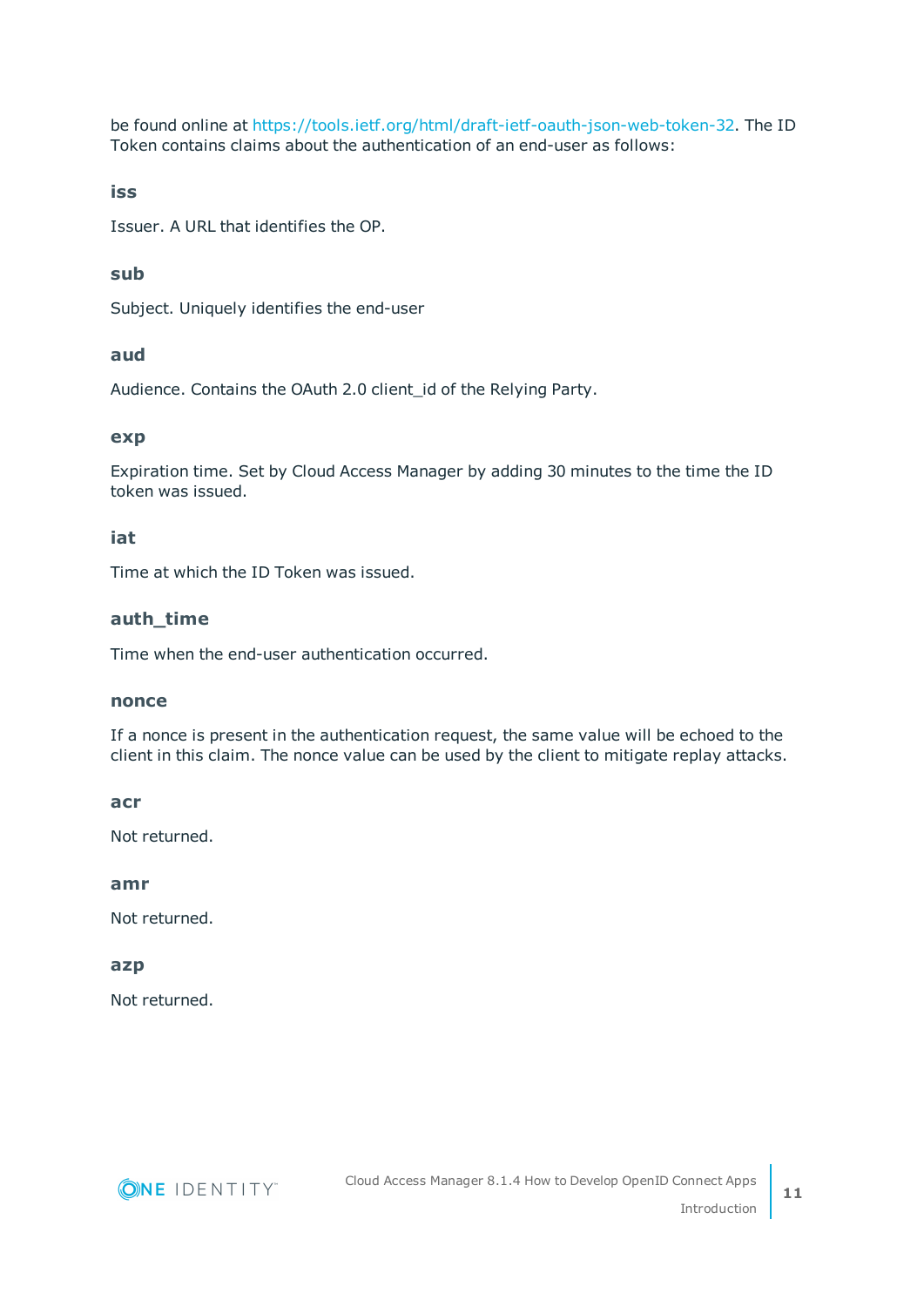be found online at https://tools.ietf.org/html/draft-ietf-oauth-json-web-token-32. The ID Token contains claims about the authentication of an end-user as follows:

**iss**

Issuer. A URL that identifies the OP.

**sub**

Subject. Uniquely identifies the end-user

**aud**

Audience. Contains the OAuth 2.0 client_id of the Relying Party.

**exp**

Expiration time. Set by Cloud Access Manager by adding 30 minutes to the time the ID token was issued.

**iat**

Time at which the ID Token was issued.

**auth_time**

Time when the end-user authentication occurred.

**nonce**

If a nonce is present in the authentication request, the same value will be echoed to the client in this claim. The nonce value can be used by the client to mitigate replay attacks.

**acr**

Not returned.

**amr**

Not returned.

**azp**

Not returned.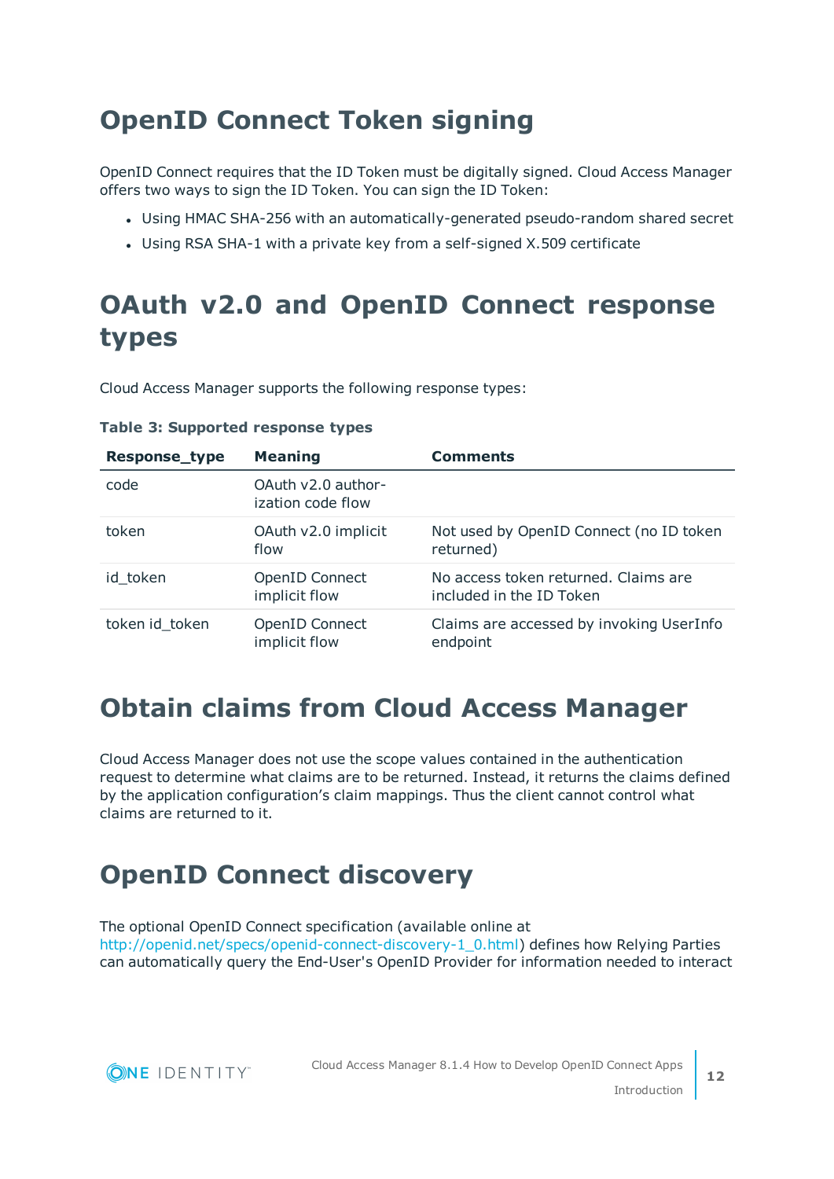# OpenID Connect Token signing

OpenID Connect requires that the ID Token must be digitally signed. Cloud Access Manager offers two ways to sign the ID Token. You can sign the ID Token:

- Using HMAC SHA-256 with an automatically-generated pseudo-random shared secret
- Using RSA SHA-1 with a private key from a self-signed X.509 certificate

# OAuth v2.0 and OpenID Connect response types

Cloud Access Manager supports the following response types:

**Table 3: Supported response types**

| Response_type | Meaning | Comments |
|---|---|---|
| code | OAuth v2.0 authorization code flow | |
| token | OAuth v2.0 implicit flow | Not used by OpenID Connect (no ID token returned) |
| id_token | OpenID Connect implicit flow | No access token returned. Claims are included in the ID Token |
| token id_token | OpenID Connect implicit flow | Claims are accessed by invoking UserInfo endpoint |

# Obtain claims from Cloud Access Manager

Cloud Access Manager does not use the scope values contained in the authentication request to determine what claims are to be returned. Instead, it returns the claims defined by the application configuration's claim mappings. Thus the client cannot control what claims are returned to it.

# OpenID Connect discovery

The optional OpenID Connect specification (available online at http://openid.net/specs/openid-connect-discovery-1_0.html) defines how Relying Parties can automatically query the End-User's OpenID Provider for information needed to interact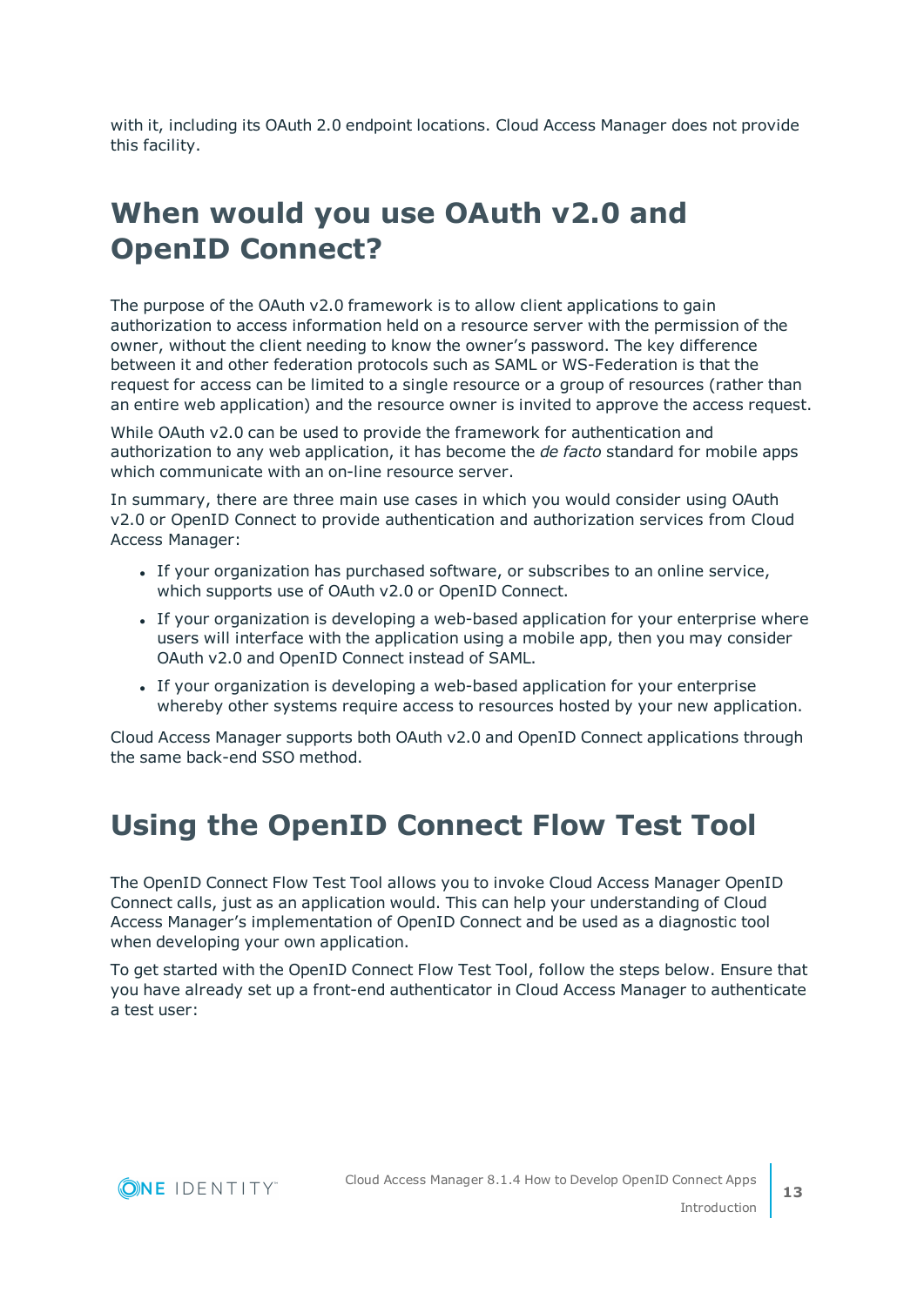with it, including its OAuth 2.0 endpoint locations. Cloud Access Manager does not provide this facility.

# When would you use OAuth v2.0 and OpenID Connect?

The purpose of the OAuth v2.0 framework is to allow client applications to gain authorization to access information held on a resource server with the permission of the owner, without the client needing to know the owner's password. The key difference between it and other federation protocols such as SAML or WS-Federation is that the request for access can be limited to a single resource or a group of resources (rather than an entire web application) and the resource owner is invited to approve the access request.

While OAuth v2.0 can be used to provide the framework for authentication and authorization to any web application, it has become the *de facto* standard for mobile apps which communicate with an on-line resource server.

In summary, there are three main use cases in which you would consider using OAuth v2.0 or OpenID Connect to provide authentication and authorization services from Cloud Access Manager:

- If your organization has purchased software, or subscribes to an online service, which supports use of OAuth v2.0 or OpenID Connect.
- If your organization is developing a web-based application for your enterprise where users will interface with the application using a mobile app, then you may consider OAuth v2.0 and OpenID Connect instead of SAML.
- If your organization is developing a web-based application for your enterprise whereby other systems require access to resources hosted by your new application.

Cloud Access Manager supports both OAuth v2.0 and OpenID Connect applications through the same back-end SSO method.

# Using the OpenID Connect Flow Test Tool

The OpenID Connect Flow Test Tool allows you to invoke Cloud Access Manager OpenID Connect calls, just as an application would. This can help your understanding of Cloud Access Manager's implementation of OpenID Connect and be used as a diagnostic tool when developing your own application.

To get started with the OpenID Connect Flow Test Tool, follow the steps below. Ensure that you have already set up a front-end authenticator in Cloud Access Manager to authenticate a test user: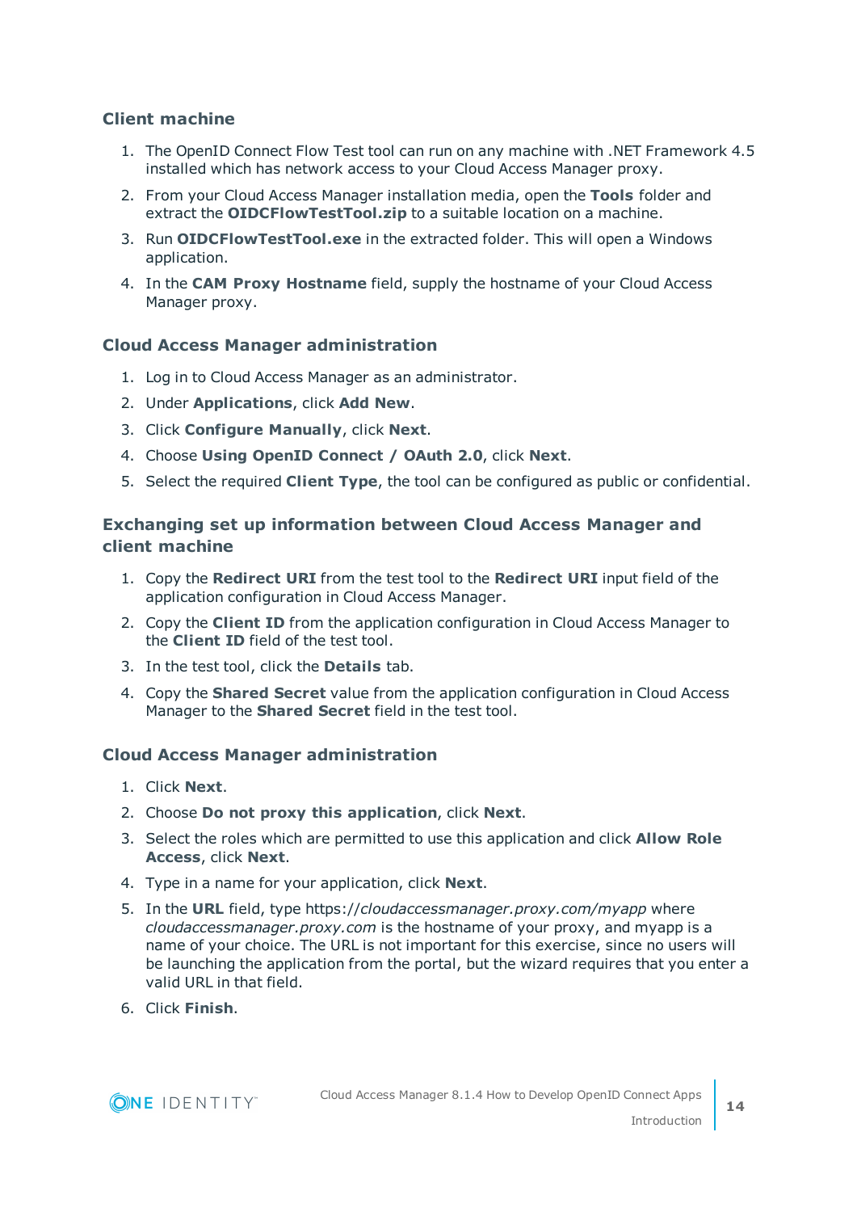### Client machine

1. The OpenID Connect Flow Test tool can run on any machine with .NET Framework 4.5 installed which has network access to your Cloud Access Manager proxy.
2. From your Cloud Access Manager installation media, open the **Tools** folder and extract the **OIDCFlowTestTool.zip** to a suitable location on a machine.
3. Run **OIDCFlowTestTool.exe** in the extracted folder. This will open a Windows application.
4. In the **CAM Proxy Hostname** field, supply the hostname of your Cloud Access Manager proxy.

### Cloud Access Manager administration

1. Log in to Cloud Access Manager as an administrator.
2. Under **Applications**, click **Add New**.
3. Click **Configure Manually**, click **Next**.
4. Choose **Using OpenID Connect / OAuth 2.0**, click **Next**.
5. Select the required **Client Type**, the tool can be configured as public or confidential.

### Exchanging set up information between Cloud Access Manager and client machine

1. Copy the **Redirect URI** from the test tool to the **Redirect URI** input field of the application configuration in Cloud Access Manager.
2. Copy the **Client ID** from the application configuration in Cloud Access Manager to the **Client ID** field of the test tool.
3. In the test tool, click the **Details** tab.
4. Copy the **Shared Secret** value from the application configuration in Cloud Access Manager to the **Shared Secret** field in the test tool.

### Cloud Access Manager administration

1. Click **Next**.
2. Choose **Do not proxy this application**, click **Next**.
3. Select the roles which are permitted to use this application and click **Allow Role Access**, click **Next**.
4. Type in a name for your application, click **Next**.
5. In the **URL** field, type https://*cloudaccessmanager.proxy.com/myapp* where *cloudaccessmanager.proxy.com* is the hostname of your proxy, and myapp is a name of your choice. The URL is not important for this exercise, since no users will be launching the application from the portal, but the wizard requires that you enter a valid URL in that field.
6. Click **Finish**.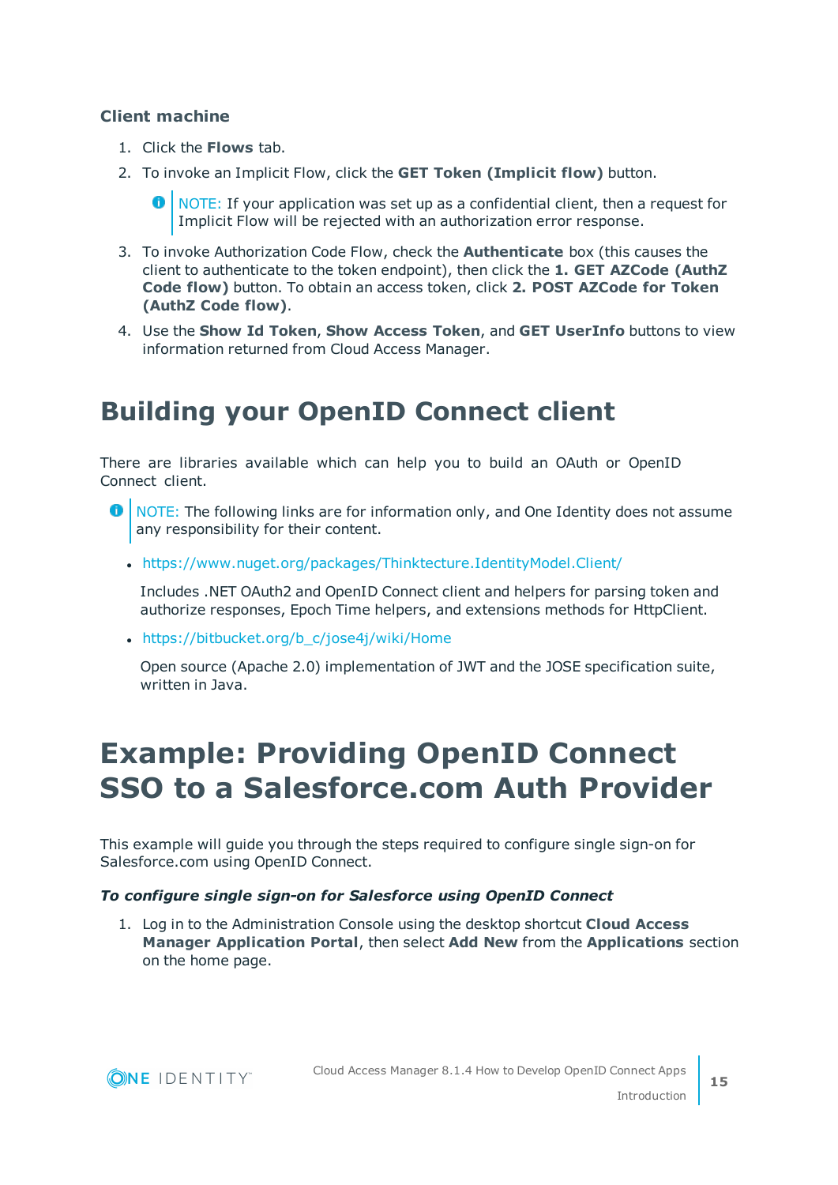### Client machine

1. Click the **Flows** tab.
2. To invoke an Implicit Flow, click the **GET Token (Implicit flow)** button.

   > NOTE: If your application was set up as a confidential client, then a request for Implicit Flow will be rejected with an authorization error response.

3. To invoke Authorization Code Flow, check the **Authenticate** box (this causes the client to authenticate to the token endpoint), then click the **1. GET AZCode (AuthZ Code flow)** button. To obtain an access token, click **2. POST AZCode for Token (AuthZ Code flow)**.
4. Use the **Show Id Token**, **Show Access Token**, and **GET UserInfo** buttons to view information returned from Cloud Access Manager.

# Building your OpenID Connect client

There are libraries available which can help you to build an OAuth or OpenID Connect client.

> NOTE: The following links are for information only, and One Identity does not assume any responsibility for their content.

- https://www.nuget.org/packages/Thinktecture.IdentityModel.Client/

  Includes .NET OAuth2 and OpenID Connect client and helpers for parsing token and authorize responses, Epoch Time helpers, and extensions methods for HttpClient.

- https://bitbucket.org/b_c/jose4j/wiki/Home

  Open source (Apache 2.0) implementation of JWT and the JOSE specification suite, written in Java.

# Example: Providing OpenID Connect SSO to a Salesforce.com Auth Provider

This example will guide you through the steps required to configure single sign-on for Salesforce.com using OpenID Connect.

***To configure single sign-on for Salesforce using OpenID Connect***

1. Log in to the Administration Console using the desktop shortcut **Cloud Access Manager Application Portal**, then select **Add New** from the **Applications** section on the home page.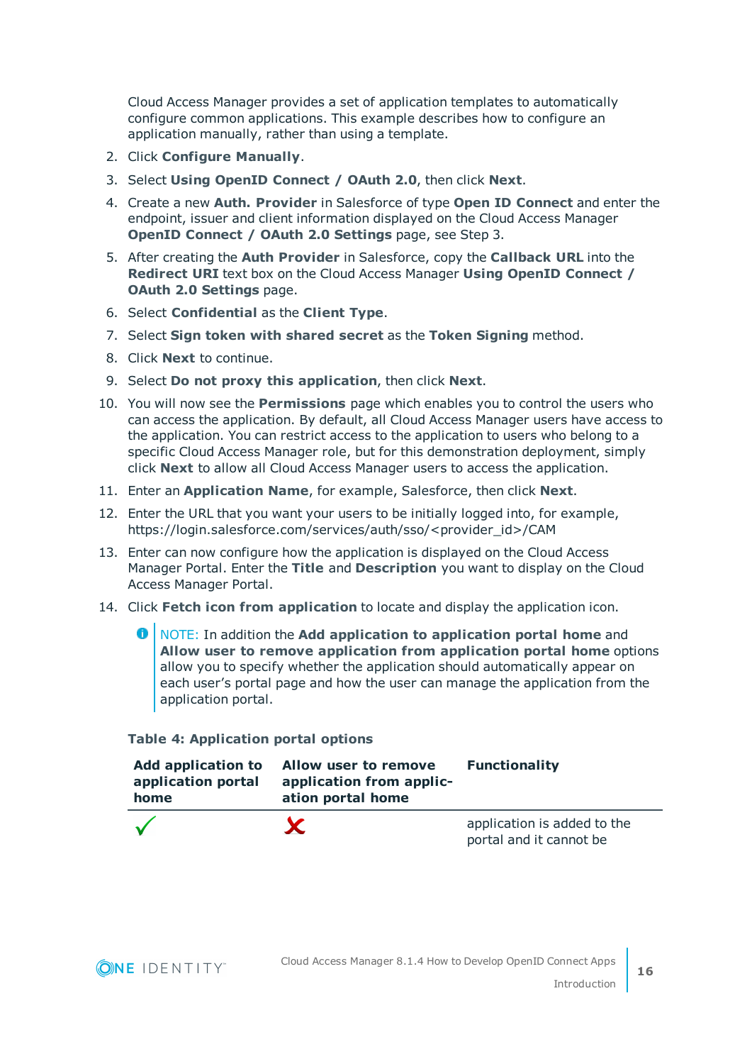Cloud Access Manager provides a set of application templates to automatically configure common applications. This example describes how to configure an application manually, rather than using a template.

2. Click **Configure Manually**.
3. Select **Using OpenID Connect / OAuth 2.0**, then click **Next**.
4. Create a new **Auth. Provider** in Salesforce of type **Open ID Connect** and enter the endpoint, issuer and client information displayed on the Cloud Access Manager **OpenID Connect / OAuth 2.0 Settings** page, see Step 3.
5. After creating the **Auth Provider** in Salesforce, copy the **Callback URL** into the **Redirect URI** text box on the Cloud Access Manager **Using OpenID Connect / OAuth 2.0 Settings** page.
6. Select **Confidential** as the **Client Type**.
7. Select **Sign token with shared secret** as the **Token Signing** method.
8. Click **Next** to continue.
9. Select **Do not proxy this application**, then click **Next**.
10. You will now see the **Permissions** page which enables you to control the users who can access the application. By default, all Cloud Access Manager users have access to the application. You can restrict access to the application to users who belong to a specific Cloud Access Manager role, but for this demonstration deployment, simply click **Next** to allow all Cloud Access Manager users to access the application.
11. Enter an **Application Name**, for example, Salesforce, then click **Next**.
12. Enter the URL that you want your users to be initially logged into, for example, https://login.salesforce.com/services/auth/sso/<provider_id>/CAM
13. Enter can now configure how the application is displayed on the Cloud Access Manager Portal. Enter the **Title** and **Description** you want to display on the Cloud Access Manager Portal.
14. Click **Fetch icon from application** to locate and display the application icon.

> NOTE: In addition the **Add application to application portal home** and **Allow user to remove application from application portal home** options allow you to specify whether the application should automatically appear on each user's portal page and how the user can manage the application from the application portal.

**Table 4: Application portal options**

| Add application to application portal home | Allow user to remove application from application portal home | Functionality |
|---|---|---|
| ✓ | ✗ | application is added to the portal and it cannot be |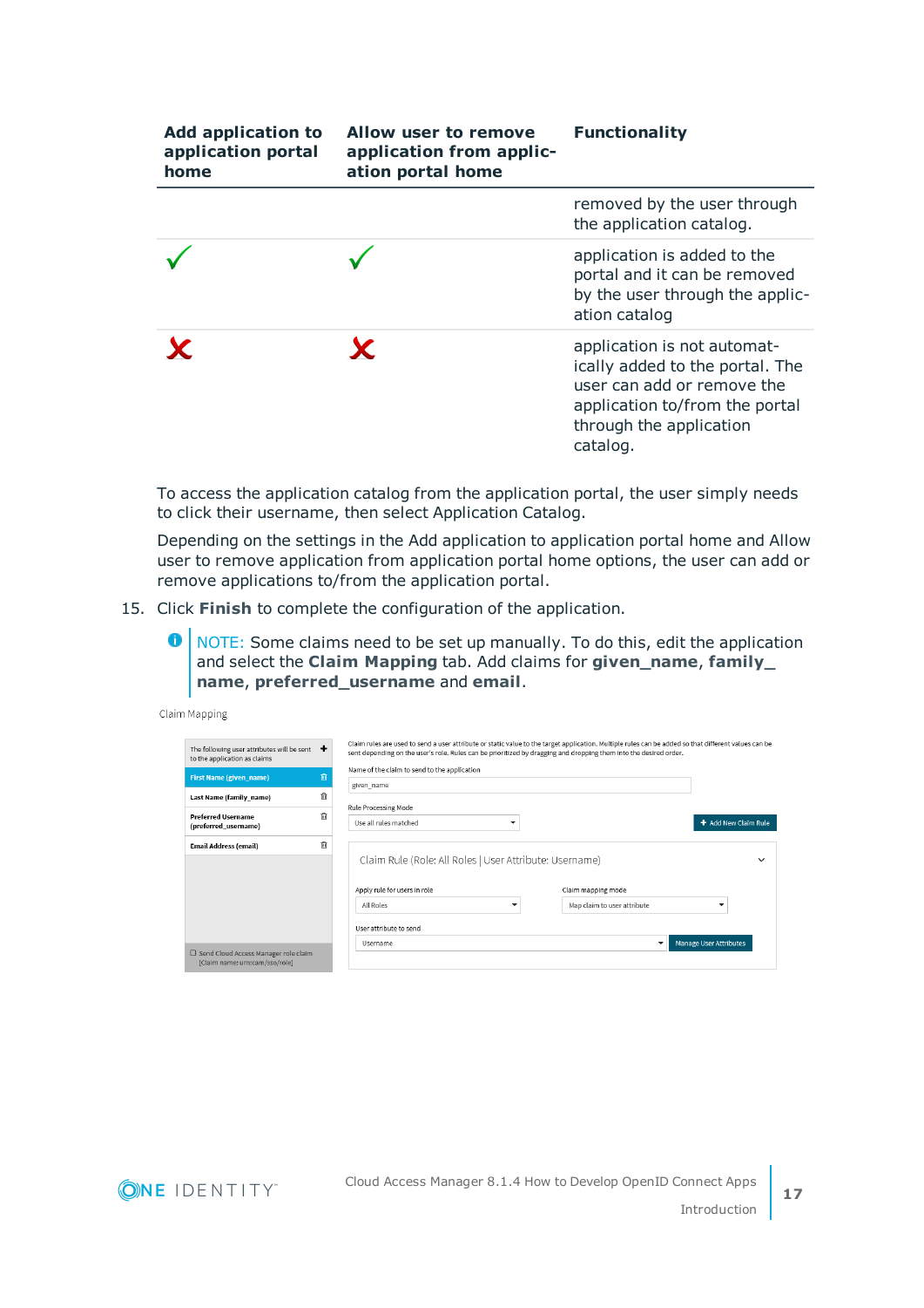| Add application to application portal home | Allow user to remove application from application portal home | Functionality |
|---|---|---|
| | | removed by the user through the application catalog. |
| ✓ | ✓ | application is added to the portal and it can be removed by the user through the application catalog |
| ✗ | ✗ | application is not automatically added to the portal. The user can add or remove the application to/from the portal through the application catalog. |

To access the application catalog from the application portal, the user simply needs to click their username, then select Application Catalog.

Depending on the settings in the Add application to application portal home and Allow user to remove application from application portal home options, the user can add or remove applications to/from the application portal.

15. Click **Finish** to complete the configuration of the application.

   NOTE: Some claims need to be set up manually. To do this, edit the application and select the **Claim Mapping** tab. Add claims for **given_name**, **family_name**, **preferred_username** and **email**.

Claim Mapping

The following user attributes will be sent to the application as claims

- First Name (given_name)
- Last Name (family_name)
- Preferred Username (preferred_username)
- Email Address (email)

☐ Send Cloud Access Manager role claim [Claim name: urn:cam/sso/role]

Claim rules are used to send a user attribute or static value to the target application. Multiple rules can be added so that different values can be sent depending on the user's role. Rules can be prioritized by dragging and dropping them into the desired order.

Name of the claim to send to the application: given_name

Rule Processing Mode: Use all rules matched

Add New Claim Rule

Claim Rule (Role: All Roles | User Attribute: Username)

Apply rule for users in role: All Roles

Claim mapping mode: Map claim to user attribute

User attribute to send: Username

Manage User Attributes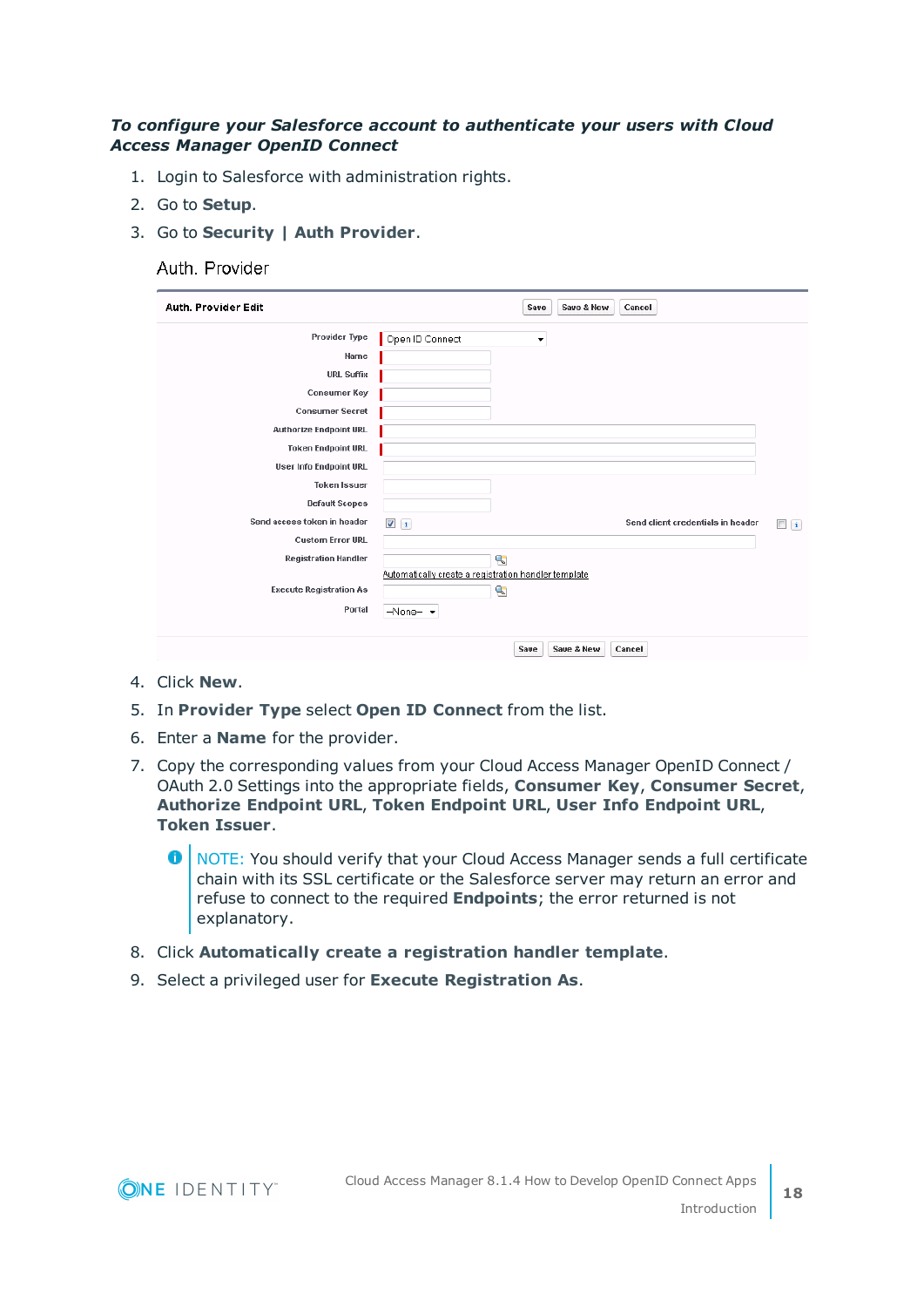*To configure your Salesforce account to authenticate your users with Cloud Access Manager OpenID Connect*

1. Login to Salesforce with administration rights.
2. Go to **Setup**.
3. Go to **Security | Auth Provider**.

Auth. Provider

| Auth. Provider Edit | Save | Save & New | Cancel |
|---|---|---|---|
| Provider Type | Open ID Connect | | |
| Name | | | |
| URL Suffix | | | |
| Consumer Key | | | |
| Consumer Secret | | | |
| Authorize Endpoint URL | | | |
| Token Endpoint URL | | | |
| User Info Endpoint URL | | | |
| Token Issuer | | | |
| Default Scopes | | | |
| Send access token in header | ☑ | Send client credentials in header | ☐ |
| Custom Error URL | | | |
| Registration Handler | Automatically create a registration handler template | | |
| Execute Registration As | | | |
| Portal | --None-- | | |

4. Click **New**.
5. In **Provider Type** select **Open ID Connect** from the list.
6. Enter a **Name** for the provider.
7. Copy the corresponding values from your Cloud Access Manager OpenID Connect / OAuth 2.0 Settings into the appropriate fields, **Consumer Key**, **Consumer Secret**, **Authorize Endpoint URL**, **Token Endpoint URL**, **User Info Endpoint URL**, **Token Issuer**.

   NOTE: You should verify that your Cloud Access Manager sends a full certificate chain with its SSL certificate or the Salesforce server may return an error and refuse to connect to the required **Endpoints**; the error returned is not explanatory.

8. Click **Automatically create a registration handler template**.
9. Select a privileged user for **Execute Registration As**.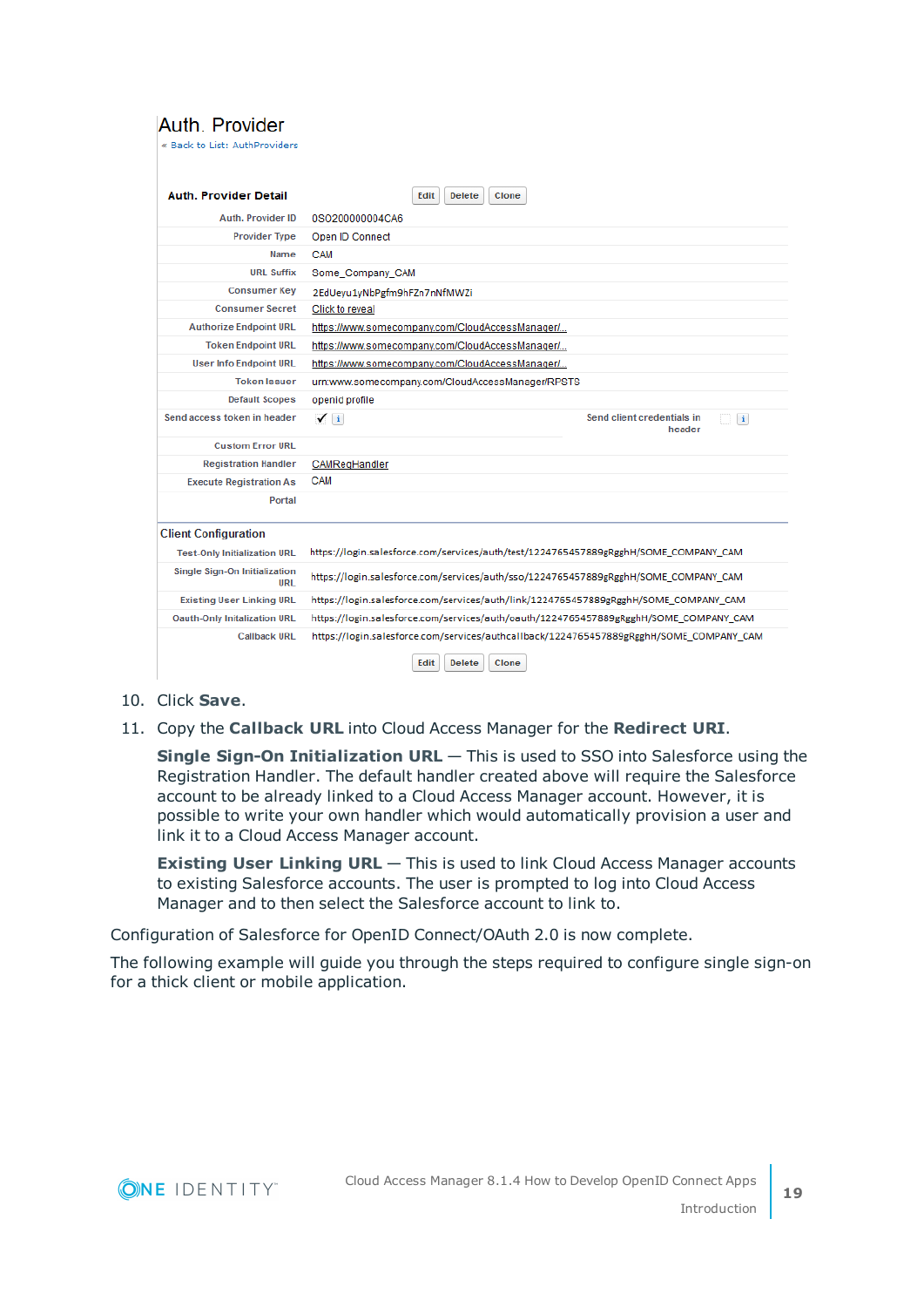Auth. Provider

« Back to List: AuthProviders

**Auth. Provider Detail** Edit Delete Clone

| | |
|---|---|
| Auth. Provider ID | 0SO200000004CA6 |
| Provider Type | Open ID Connect |
| Name | CAM |
| URL Suffix | Some_Company_CAM |
| Consumer Key | 2EdUeyu1yNbPgfm9hFZn7nNfMWZi |
| Consumer Secret | Click to reveal |
| Authorize Endpoint URL | https://www.somecompany.com/CloudAccessManager/... |
| Token Endpoint URL | https://www.somecompany.com/CloudAccessManager/... |
| User Info Endpoint URL | https://www.somecompany.com/CloudAccessManager/... |
| Token Issuer | urn:www.somecompany.com/CloudAccessManager/RPSTS |
| Default Scopes | openid profile |
| Send access token in header | ✓ |
| Send client credentials in header | |
| Custom Error URL | |
| Registration Handler | CAMRegHandler |
| Execute Registration As | CAM |
| Portal | |

**Client Configuration**

| | |
|---|---|
| Test-Only Initialization URL | https://login.salesforce.com/services/auth/test/1224765457889gRgghH/SOME_COMPANY_CAM |
| Single Sign-On Initialization URL | https://login.salesforce.com/services/auth/sso/1224765457889gRgghH/SOME_COMPANY_CAM |
| Existing User Linking URL | https://login.salesforce.com/services/auth/link/1224765457889gRgghH/SOME_COMPANY_CAM |
| Oauth-Only Initialization URL | https://login.salesforce.com/services/auth/oauth/1224765457889gRgghH/SOME_COMPANY_CAM |
| Callback URL | https://login.salesforce.com/services/authcallback/1224765457889gRgghH/SOME_COMPANY_CAM |

Edit Delete Clone

10. Click **Save**.
11. Copy the **Callback URL** into Cloud Access Manager for the **Redirect URI**.

    **Single Sign-On Initialization URL** — This is used to SSO into Salesforce using the Registration Handler. The default handler created above will require the Salesforce account to be already linked to a Cloud Access Manager account. However, it is possible to write your own handler which would automatically provision a user and link it to a Cloud Access Manager account.

    **Existing User Linking URL** — This is used to link Cloud Access Manager accounts to existing Salesforce accounts. The user is prompted to log into Cloud Access Manager and to then select the Salesforce account to link to.

Configuration of Salesforce for OpenID Connect/OAuth 2.0 is now complete.

The following example will guide you through the steps required to configure single sign-on for a thick client or mobile application.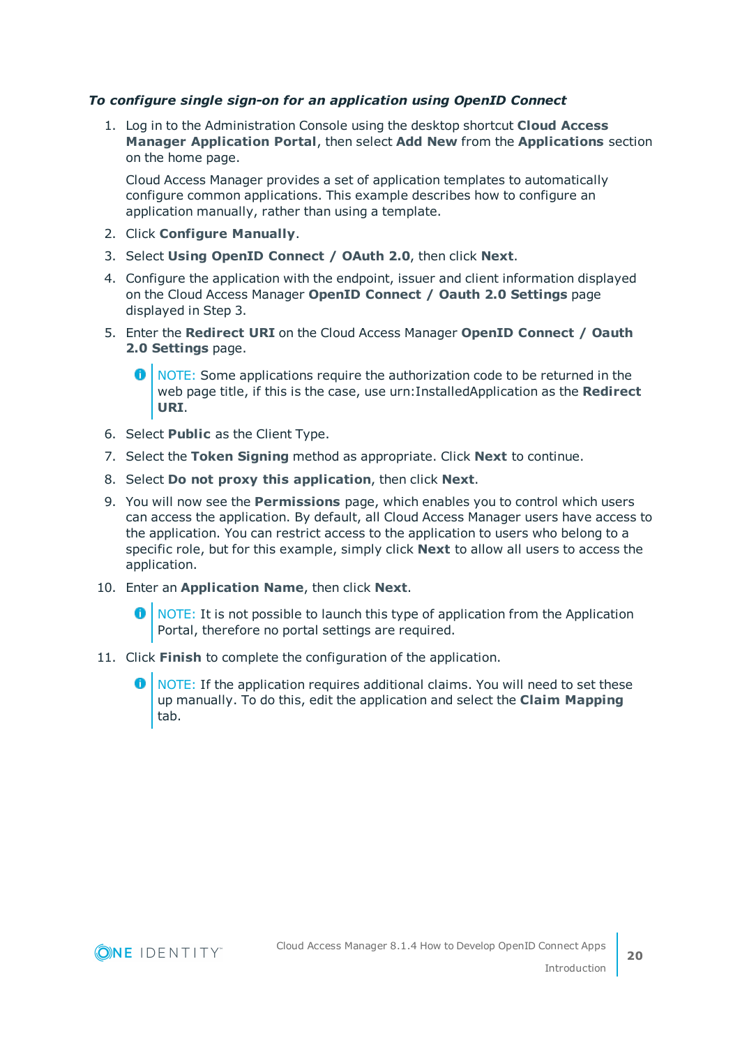***To configure single sign-on for an application using OpenID Connect***

1. Log in to the Administration Console using the desktop shortcut **Cloud Access Manager Application Portal**, then select **Add New** from the **Applications** section on the home page.

   Cloud Access Manager provides a set of application templates to automatically configure common applications. This example describes how to configure an application manually, rather than using a template.

2. Click **Configure Manually**.
3. Select **Using OpenID Connect / OAuth 2.0**, then click **Next**.
4. Configure the application with the endpoint, issuer and client information displayed on the Cloud Access Manager **OpenID Connect / Oauth 2.0 Settings** page displayed in Step 3.
5. Enter the **Redirect URI** on the Cloud Access Manager **OpenID Connect / Oauth 2.0 Settings** page.

   > NOTE: Some applications require the authorization code to be returned in the web page title, if this is the case, use urn:InstalledApplication as the **Redirect URI**.

6. Select **Public** as the Client Type.
7. Select the **Token Signing** method as appropriate. Click **Next** to continue.
8. Select **Do not proxy this application**, then click **Next**.
9. You will now see the **Permissions** page, which enables you to control which users can access the application. By default, all Cloud Access Manager users have access to the application. You can restrict access to the application to users who belong to a specific role, but for this example, simply click **Next** to allow all users to access the application.
10. Enter an **Application Name**, then click **Next**.

    > NOTE: It is not possible to launch this type of application from the Application Portal, therefore no portal settings are required.

11. Click **Finish** to complete the configuration of the application.

    > NOTE: If the application requires additional claims. You will need to set these up manually. To do this, edit the application and select the **Claim Mapping** tab.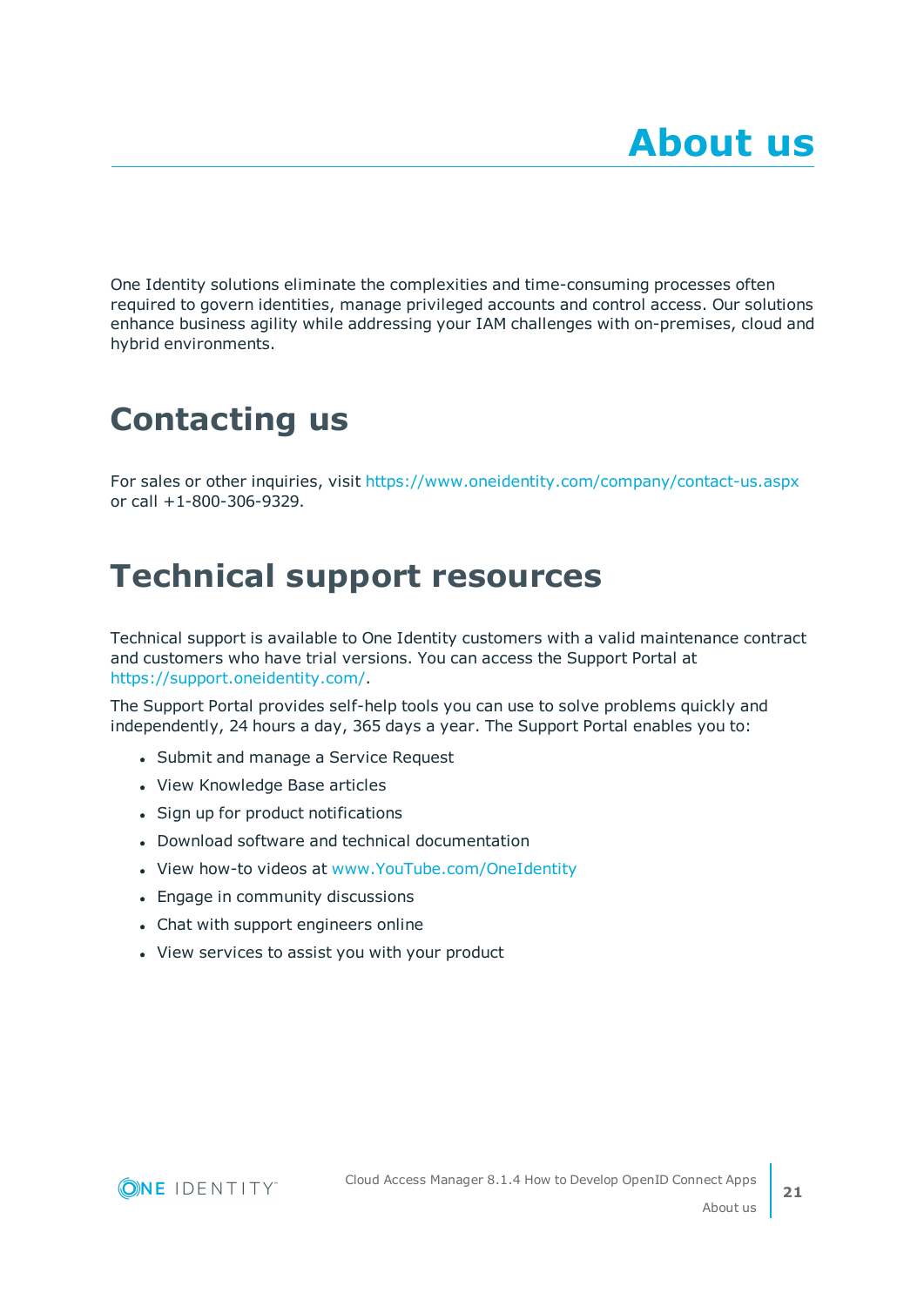# About us

One Identity solutions eliminate the complexities and time-consuming processes often required to govern identities, manage privileged accounts and control access. Our solutions enhance business agility while addressing your IAM challenges with on-premises, cloud and hybrid environments.

## Contacting us

For sales or other inquiries, visit https://www.oneidentity.com/company/contact-us.aspx or call +1-800-306-9329.

## Technical support resources

Technical support is available to One Identity customers with a valid maintenance contract and customers who have trial versions. You can access the Support Portal at https://support.oneidentity.com/.

The Support Portal provides self-help tools you can use to solve problems quickly and independently, 24 hours a day, 365 days a year. The Support Portal enables you to:

- Submit and manage a Service Request
- View Knowledge Base articles
- Sign up for product notifications
- Download software and technical documentation
- View how-to videos at www.YouTube.com/OneIdentity
- Engage in community discussions
- Chat with support engineers online
- View services to assist you with your product